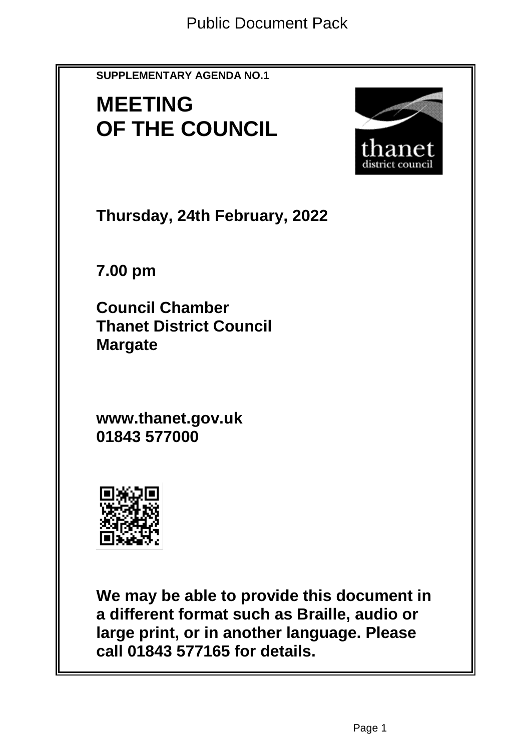Public Document Pack

**SUPPLEMENTARY AGENDA NO.1**

# MEETING OF THE COUNCIL

**Thursday, 24th February, 2022**

**7.00 pm**

**Council Chamber**
**Thanet District Council**
**Margate**

**www.thanet.gov.uk**
**01843 577000**

**We may be able to provide this document in a different format such as Braille, audio or large print, or in another language. Please call 01843 577165 for details.**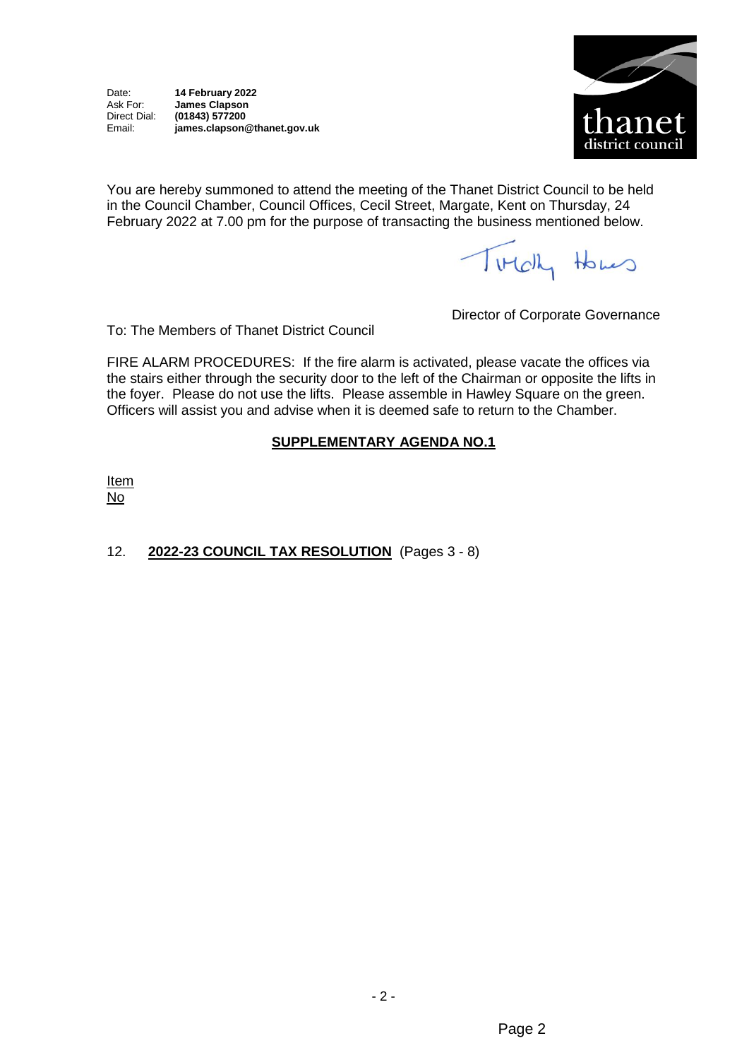Date: **14 February 2022**
Ask For: **James Clapson**
Direct Dial: **(01843) 577200**
Email: **james.clapson@thanet.gov.uk**

thanet district council

You are hereby summoned to attend the meeting of the Thanet District Council to be held in the Council Chamber, Council Offices, Cecil Street, Margate, Kent on Thursday, 24 February 2022 at 7.00 pm for the purpose of transacting the business mentioned below.

Tim Howes

Director of Corporate Governance

To: The Members of Thanet District Council

FIRE ALARM PROCEDURES: If the fire alarm is activated, please vacate the offices via the stairs either through the security door to the left of the Chairman or opposite the lifts in the foyer. Please do not use the lifts. Please assemble in Hawley Square on the green. Officers will assist you and advise when it is deemed safe to return to the Chamber.

## SUPPLEMENTARY AGENDA NO.1

Item No

12. **2022-23 COUNCIL TAX RESOLUTION** (Pages 3 - 8)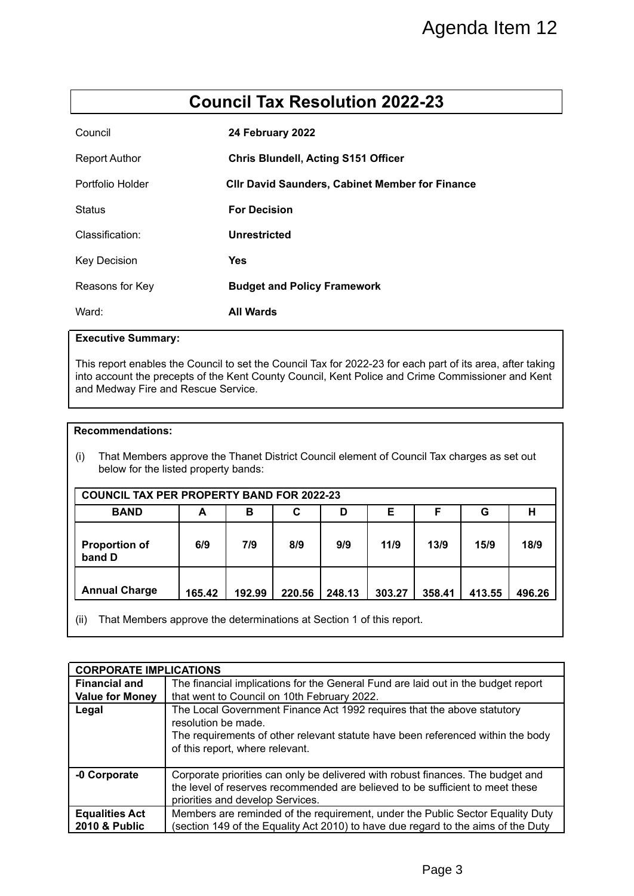Agenda Item 12

# Council Tax Resolution 2022-23

| | |
|---|---|
| Council | **24 February 2022** |
| Report Author | **Chris Blundell, Acting S151 Officer** |
| Portfolio Holder | **Cllr David Saunders, Cabinet Member for Finance** |
| Status | **For Decision** |
| Classification: | **Unrestricted** |
| Key Decision | **Yes** |
| Reasons for Key | **Budget and Policy Framework** |
| Ward: | **All Wards** |

**Executive Summary:**

This report enables the Council to set the Council Tax for 2022-23 for each part of its area, after taking into account the precepts of the Kent County Council, Kent Police and Crime Commissioner and Kent and Medway Fire and Rescue Service.

**Recommendations:**

(i) That Members approve the Thanet District Council element of Council Tax charges as set out below for the listed property bands:

| **COUNCIL TAX PER PROPERTY BAND FOR 2022-23** | | | | | | | | |
|---|---|---|---|---|---|---|---|---|
| **BAND** | **A** | **B** | **C** | **D** | **E** | **F** | **G** | **H** |
| **Proportion of band D** | **6/9** | **7/9** | **8/9** | **9/9** | **11/9** | **13/9** | **15/9** | **18/9** |
| **Annual Charge** | **165.42** | **192.99** | **220.56** | **248.13** | **303.27** | **358.41** | **413.55** | **496.26** |

(ii) That Members approve the determinations at Section 1 of this report.

| **CORPORATE IMPLICATIONS** | |
|---|---|
| **Financial and Value for Money** | The financial implications for the General Fund are laid out in the budget report that went to Council on 10th February 2022. |
| **Legal** | The Local Government Finance Act 1992 requires that the above statutory resolution be made. The requirements of other relevant statute have been referenced within the body of this report, where relevant. |
| **-0 Corporate** | Corporate priorities can only be delivered with robust finances. The budget and the level of reserves recommended are believed to be sufficient to meet these priorities and develop Services. |
| **Equalities Act 2010 & Public** | Members are reminded of the requirement, under the Public Sector Equality Duty (section 149 of the Equality Act 2010) to have due regard to the aims of the Duty |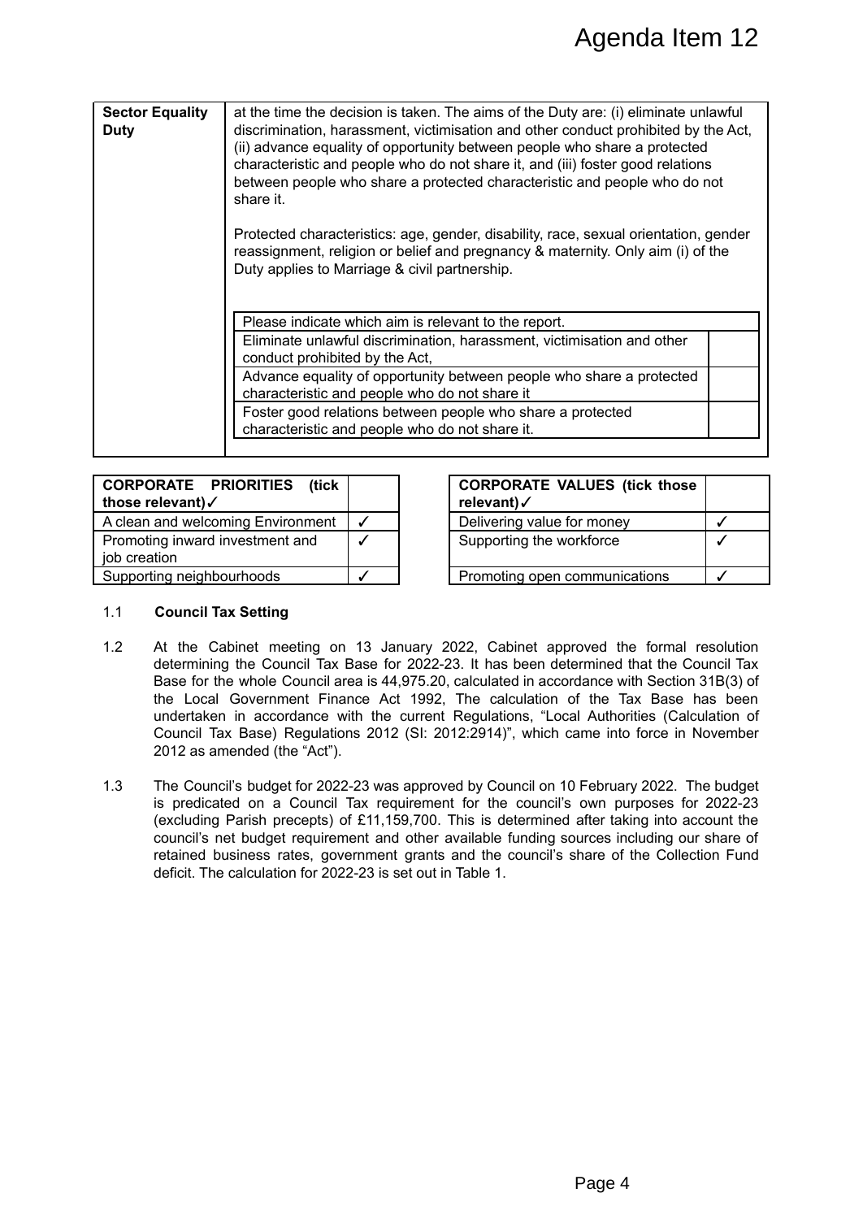# Agenda Item 12

| Sector Equality Duty | at the time the decision is taken. The aims of the Duty are: (i) eliminate unlawful discrimination, harassment, victimisation and other conduct prohibited by the Act, (ii) advance equality of opportunity between people who share a protected characteristic and people who do not share it, and (iii) foster good relations between people who share a protected characteristic and people who do not share it.<br><br>Protected characteristics: age, gender, disability, race, sexual orientation, gender reassignment, religion or belief and pregnancy & maternity. Only aim (i) of the Duty applies to Marriage & civil partnership. |
|---|---|

| Please indicate which aim is relevant to the report. | |
|---|---|
| Eliminate unlawful discrimination, harassment, victimisation and other conduct prohibited by the Act, | |
| Advance equality of opportunity between people who share a protected characteristic and people who do not share it | |
| Foster good relations between people who share a protected characteristic and people who do not share it. | |

| CORPORATE PRIORITIES (tick those relevant)✓ | |
|---|---|
| A clean and welcoming Environment | ✓ |
| Promoting inward investment and job creation | ✓ |
| Supporting neighbourhoods | ✓ |

| CORPORATE VALUES (tick those relevant)✓ | |
|---|---|
| Delivering value for money | ✓ |
| Supporting the workforce | ✓ |
| Promoting open communications | ✓ |

1.1 **Council Tax Setting**

1.2 At the Cabinet meeting on 13 January 2022, Cabinet approved the formal resolution determining the Council Tax Base for 2022-23. It has been determined that the Council Tax Base for the whole Council area is 44,975.20, calculated in accordance with Section 31B(3) of the Local Government Finance Act 1992, The calculation of the Tax Base has been undertaken in accordance with the current Regulations, "Local Authorities (Calculation of Council Tax Base) Regulations 2012 (SI: 2012:2914)", which came into force in November 2012 as amended (the "Act").

1.3 The Council's budget for 2022-23 was approved by Council on 10 February 2022. The budget is predicated on a Council Tax requirement for the council's own purposes for 2022-23 (excluding Parish precepts) of £11,159,700. This is determined after taking into account the council's net budget requirement and other available funding sources including our share of retained business rates, government grants and the council's share of the Collection Fund deficit. The calculation for 2022-23 is set out in Table 1.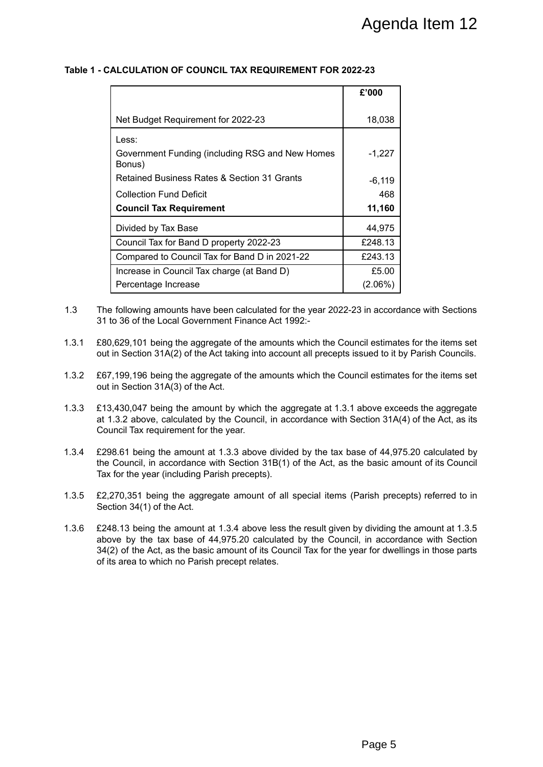**Table 1 - CALCULATION OF COUNCIL TAX REQUIREMENT FOR 2022-23**

| | £'000 |
|---|---|
| Net Budget Requirement for 2022-23 | 18,038 |
| Less: | |
| Government Funding (including RSG and New Homes Bonus) | -1,227 |
| Retained Business Rates & Section 31 Grants | -6,119 |
| Collection Fund Deficit | 468 |
| **Council Tax Requirement** | **11,160** |
| Divided by Tax Base | 44,975 |
| Council Tax for Band D property 2022-23 | £248.13 |
| Compared to Council Tax for Band D in 2021-22 | £243.13 |
| Increase in Council Tax charge (at Band D) | £5.00 |
| Percentage Increase | (2.06%) |

1.3 The following amounts have been calculated for the year 2022-23 in accordance with Sections 31 to 36 of the Local Government Finance Act 1992:-

1.3.1 £80,629,101 being the aggregate of the amounts which the Council estimates for the items set out in Section 31A(2) of the Act taking into account all precepts issued to it by Parish Councils.

1.3.2 £67,199,196 being the aggregate of the amounts which the Council estimates for the items set out in Section 31A(3) of the Act.

1.3.3 £13,430,047 being the amount by which the aggregate at 1.3.1 above exceeds the aggregate at 1.3.2 above, calculated by the Council, in accordance with Section 31A(4) of the Act, as its Council Tax requirement for the year.

1.3.4 £298.61 being the amount at 1.3.3 above divided by the tax base of 44,975.20 calculated by the Council, in accordance with Section 31B(1) of the Act, as the basic amount of its Council Tax for the year (including Parish precepts).

1.3.5 £2,270,351 being the aggregate amount of all special items (Parish precepts) referred to in Section 34(1) of the Act.

1.3.6 £248.13 being the amount at 1.3.4 above less the result given by dividing the amount at 1.3.5 above by the tax base of 44,975.20 calculated by the Council, in accordance with Section 34(2) of the Act, as the basic amount of its Council Tax for the year for dwellings in those parts of its area to which no Parish precept relates.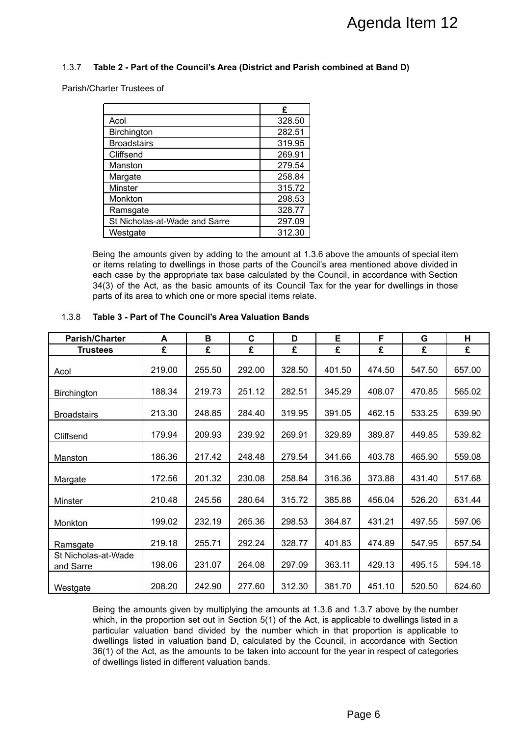# Agenda Item 12

1.3.7 **Table 2 - Part of the Council's Area (District and Parish combined at Band D)**

Parish/Charter Trustees of

| | £ |
|---|---|
| Acol | 328.50 |
| Birchington | 282.51 |
| Broadstairs | 319.95 |
| Cliffsend | 269.91 |
| Manston | 279.54 |
| Margate | 258.84 |
| Minster | 315.72 |
| Monkton | 298.53 |
| Ramsgate | 328.77 |
| St Nicholas-at-Wade and Sarre | 297.09 |
| Westgate | 312.30 |

Being the amounts given by adding to the amount at 1.3.6 above the amounts of special item or items relating to dwellings in those parts of the Council's area mentioned above divided in each case by the appropriate tax base calculated by the Council, in accordance with Section 34(3) of the Act, as the basic amounts of its Council Tax for the year for dwellings in those parts of its area to which one or more special items relate.

1.3.8 **Table 3 - Part of The Council's Area Valuation Bands**

| Parish/Charter Trustees | A £ | B £ | C £ | D £ | E £ | F £ | G £ | H £ |
|---|---|---|---|---|---|---|---|---|
| Acol | 219.00 | 255.50 | 292.00 | 328.50 | 401.50 | 474.50 | 547.50 | 657.00 |
| Birchington | 188.34 | 219.73 | 251.12 | 282.51 | 345.29 | 408.07 | 470.85 | 565.02 |
| Broadstairs | 213.30 | 248.85 | 284.40 | 319.95 | 391.05 | 462.15 | 533.25 | 639.90 |
| Cliffsend | 179.94 | 209.93 | 239.92 | 269.91 | 329.89 | 389.87 | 449.85 | 539.82 |
| Manston | 186.36 | 217.42 | 248.48 | 279.54 | 341.66 | 403.78 | 465.90 | 559.08 |
| Margate | 172.56 | 201.32 | 230.08 | 258.84 | 316.36 | 373.88 | 431.40 | 517.68 |
| Minster | 210.48 | 245.56 | 280.64 | 315.72 | 385.88 | 456.04 | 526.20 | 631.44 |
| Monkton | 199.02 | 232.19 | 265.36 | 298.53 | 364.87 | 431.21 | 497.55 | 597.06 |
| Ramsgate | 219.18 | 255.71 | 292.24 | 328.77 | 401.83 | 474.89 | 547.95 | 657.54 |
| St Nicholas-at-Wade and Sarre | 198.06 | 231.07 | 264.08 | 297.09 | 363.11 | 429.13 | 495.15 | 594.18 |
| Westgate | 208.20 | 242.90 | 277.60 | 312.30 | 381.70 | 451.10 | 520.50 | 624.60 |

Being the amounts given by multiplying the amounts at 1.3.6 and 1.3.7 above by the number which, in the proportion set out in Section 5(1) of the Act, is applicable to dwellings listed in a particular valuation band divided by the number which in that proportion is applicable to dwellings listed in valuation band D, calculated by the Council, in accordance with Section 36(1) of the Act, as the amounts to be taken into account for the year in respect of categories of dwellings listed in different valuation bands.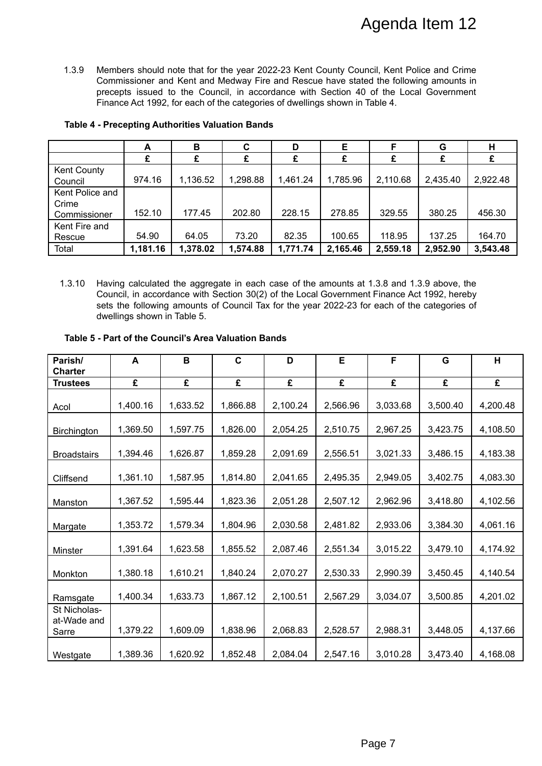1.3.9 Members should note that for the year 2022-23 Kent County Council, Kent Police and Crime Commissioner and Kent and Medway Fire and Rescue have stated the following amounts in precepts issued to the Council, in accordance with Section 40 of the Local Government Finance Act 1992, for each of the categories of dwellings shown in Table 4.

**Table 4 - Precepting Authorities Valuation Bands**

| | A | B | C | D | E | F | G | H |
|---|---|---|---|---|---|---|---|---|
| | £ | £ | £ | £ | £ | £ | £ | £ |
| Kent County Council | 974.16 | 1,136.52 | 1,298.88 | 1,461.24 | 1,785.96 | 2,110.68 | 2,435.40 | 2,922.48 |
| Kent Police and Crime Commissioner | 152.10 | 177.45 | 202.80 | 228.15 | 278.85 | 329.55 | 380.25 | 456.30 |
| Kent Fire and Rescue | 54.90 | 64.05 | 73.20 | 82.35 | 100.65 | 118.95 | 137.25 | 164.70 |
| Total | **1,181.16** | **1,378.02** | **1,574.88** | **1,771.74** | **2,165.46** | **2,559.18** | **2,952.90** | **3,543.48** |

1.3.10 Having calculated the aggregate in each case of the amounts at 1.3.8 and 1.3.9 above, the Council, in accordance with Section 30(2) of the Local Government Finance Act 1992, hereby sets the following amounts of Council Tax for the year 2022-23 for each of the categories of dwellings shown in Table 5.

**Table 5 - Part of the Council's Area Valuation Bands**

| Parish/ Charter | A | B | C | D | E | F | G | H |
|---|---|---|---|---|---|---|---|---|
| **Trustees** | £ | £ | £ | £ | £ | £ | £ | £ |
| Acol | 1,400.16 | 1,633.52 | 1,866.88 | 2,100.24 | 2,566.96 | 3,033.68 | 3,500.40 | 4,200.48 |
| Birchington | 1,369.50 | 1,597.75 | 1,826.00 | 2,054.25 | 2,510.75 | 2,967.25 | 3,423.75 | 4,108.50 |
| Broadstairs | 1,394.46 | 1,626.87 | 1,859.28 | 2,091.69 | 2,556.51 | 3,021.33 | 3,486.15 | 4,183.38 |
| Cliffsend | 1,361.10 | 1,587.95 | 1,814.80 | 2,041.65 | 2,495.35 | 2,949.05 | 3,402.75 | 4,083.30 |
| Manston | 1,367.52 | 1,595.44 | 1,823.36 | 2,051.28 | 2,507.12 | 2,962.96 | 3,418.80 | 4,102.56 |
| Margate | 1,353.72 | 1,579.34 | 1,804.96 | 2,030.58 | 2,481.82 | 2,933.06 | 3,384.30 | 4,061.16 |
| Minster | 1,391.64 | 1,623.58 | 1,855.52 | 2,087.46 | 2,551.34 | 3,015.22 | 3,479.10 | 4,174.92 |
| Monkton | 1,380.18 | 1,610.21 | 1,840.24 | 2,070.27 | 2,530.33 | 2,990.39 | 3,450.45 | 4,140.54 |
| Ramsgate | 1,400.34 | 1,633.73 | 1,867.12 | 2,100.51 | 2,567.29 | 3,034.07 | 3,500.85 | 4,201.02 |
| St Nicholas-at-Wade and Sarre | 1,379.22 | 1,609.09 | 1,838.96 | 2,068.83 | 2,528.57 | 2,988.31 | 3,448.05 | 4,137.66 |
| Westgate | 1,389.36 | 1,620.92 | 1,852.48 | 2,084.04 | 2,547.16 | 3,010.28 | 3,473.40 | 4,168.08 |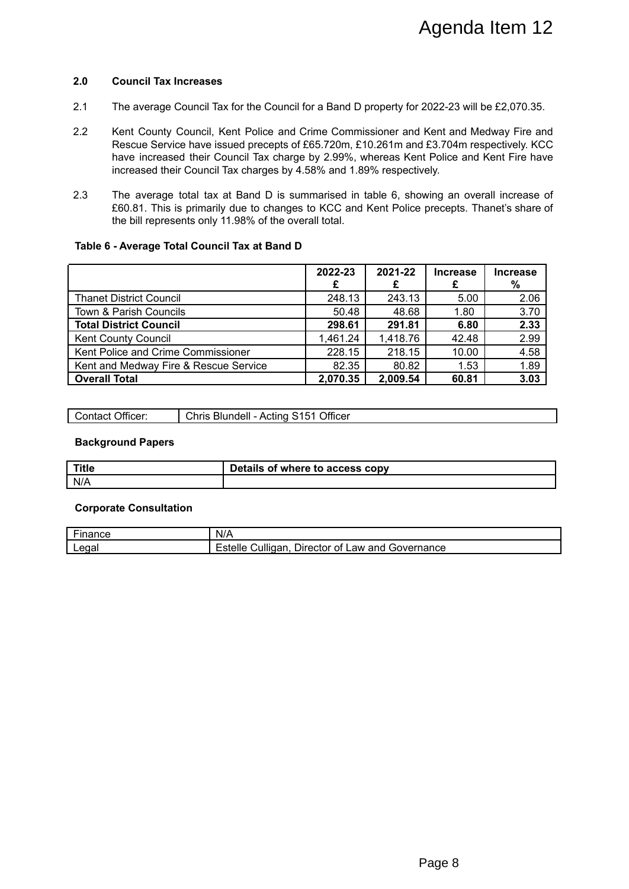# Agenda Item 12

## 2.0 Council Tax Increases

2.1 The average Council Tax for the Council for a Band D property for 2022-23 will be £2,070.35.

2.2 Kent County Council, Kent Police and Crime Commissioner and Kent and Medway Fire and Rescue Service have issued precepts of £65.720m, £10.261m and £3.704m respectively. KCC have increased their Council Tax charge by 2.99%, whereas Kent Police and Kent Fire have increased their Council Tax charges by 4.58% and 1.89% respectively.

2.3 The average total tax at Band D is summarised in table 6, showing an overall increase of £60.81. This is primarily due to changes to KCC and Kent Police precepts. Thanet's share of the bill represents only 11.98% of the overall total.

**Table 6 - Average Total Council Tax at Band D**

| | 2022-23 £ | 2021-22 £ | Increase £ | Increase % |
|---|---|---|---|---|
| Thanet District Council | 248.13 | 243.13 | 5.00 | 2.06 |
| Town & Parish Councils | 50.48 | 48.68 | 1.80 | 3.70 |
| **Total District Council** | **298.61** | **291.81** | **6.80** | **2.33** |
| Kent County Council | 1,461.24 | 1,418.76 | 42.48 | 2.99 |
| Kent Police and Crime Commissioner | 228.15 | 218.15 | 10.00 | 4.58 |
| Kent and Medway Fire & Rescue Service | 82.35 | 80.82 | 1.53 | 1.89 |
| **Overall Total** | **2,070.35** | **2,009.54** | **60.81** | **3.03** |

| | |
|---|---|
| Contact Officer: | Chris Blundell - Acting S151 Officer |

**Background Papers**

| Title | Details of where to access copy |
|---|---|
| N/A | |

**Corporate Consultation**

| | |
|---|---|
| Finance | N/A |
| Legal | Estelle Culligan, Director of Law and Governance |